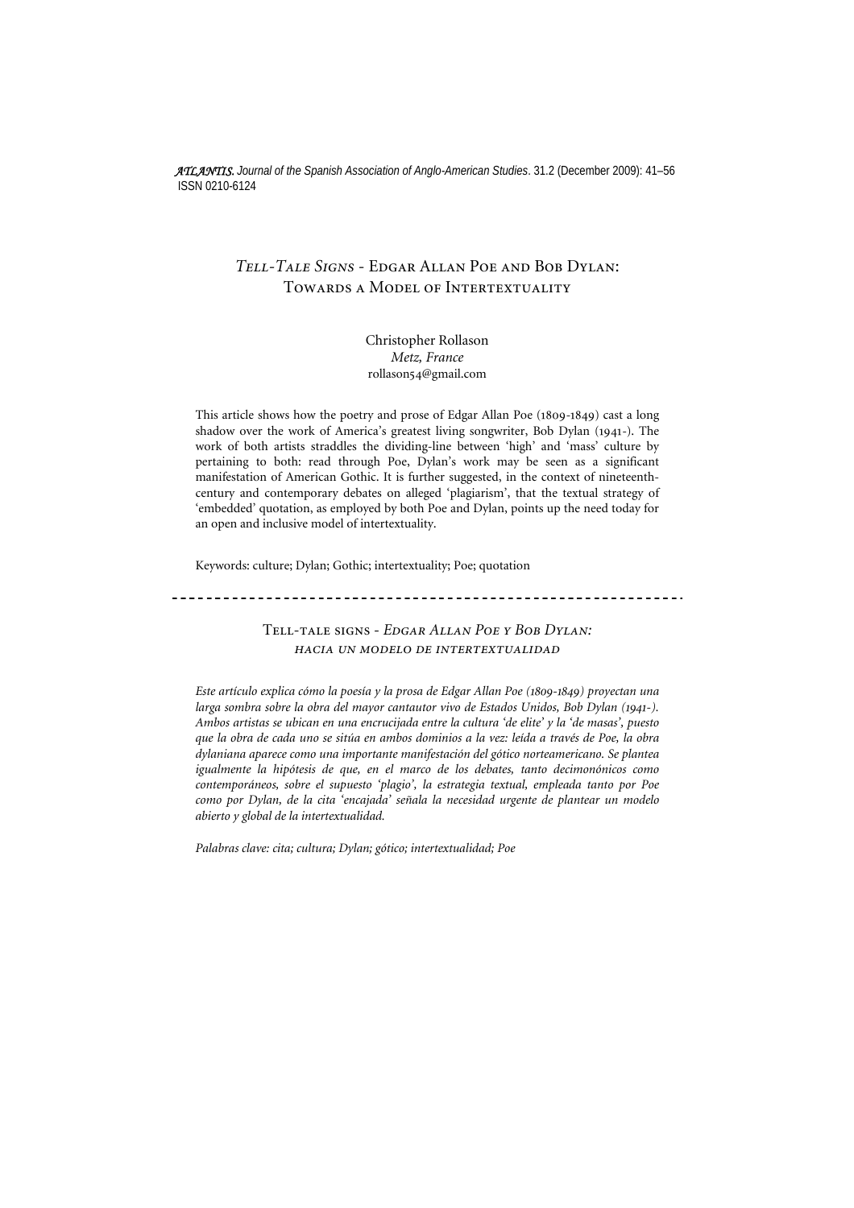*ATLANTIS. Journal of the Spanish Association of Anglo-American Studies*. 31.2 (December 2009): 41–56
ISSN 0210-6124

# *Tell-Tale Signs* - Edgar Allan Poe and Bob Dylan: Towards a Model of Intertextuality

Christopher Rollason
*Metz, France*
rollason54@gmail.com

This article shows how the poetry and prose of Edgar Allan Poe (1809-1849) cast a long shadow over the work of America's greatest living songwriter, Bob Dylan (1941-). The work of both artists straddles the dividing-line between 'high' and 'mass' culture by pertaining to both: read through Poe, Dylan's work may be seen as a significant manifestation of American Gothic. It is further suggested, in the context of nineteenth-century and contemporary debates on alleged 'plagiarism', that the textual strategy of 'embedded' quotation, as employed by both Poe and Dylan, points up the need today for an open and inclusive model of intertextuality.

Keywords: culture; Dylan; Gothic; intertextuality; Poe; quotation

---

## Tell-tale signs - *Edgar Allan Poe y Bob Dylan: hacia un modelo de intertextualidad*

*Este artículo explica cómo la poesía y la prosa de Edgar Allan Poe (1809-1849) proyectan una larga sombra sobre la obra del mayor cantautor vivo de Estados Unidos, Bob Dylan (1941-). Ambos artistas se ubican en una encrucijada entre la cultura 'de elite' y la 'de masas', puesto que la obra de cada uno se sitúa en ambos dominios a la vez: leída a través de Poe, la obra dylaniana aparece como una importante manifestación del gótico norteamericano. Se plantea igualmente la hipótesis de que, en el marco de los debates, tanto decimonónicos como contemporáneos, sobre el supuesto 'plagio', la estrategia textual, empleada tanto por Poe como por Dylan, de la cita 'encajada' señala la necesidad urgente de plantear un modelo abierto y global de la intertextualidad.*

*Palabras clave: cita; cultura; Dylan; gótico; intertextualidad; Poe*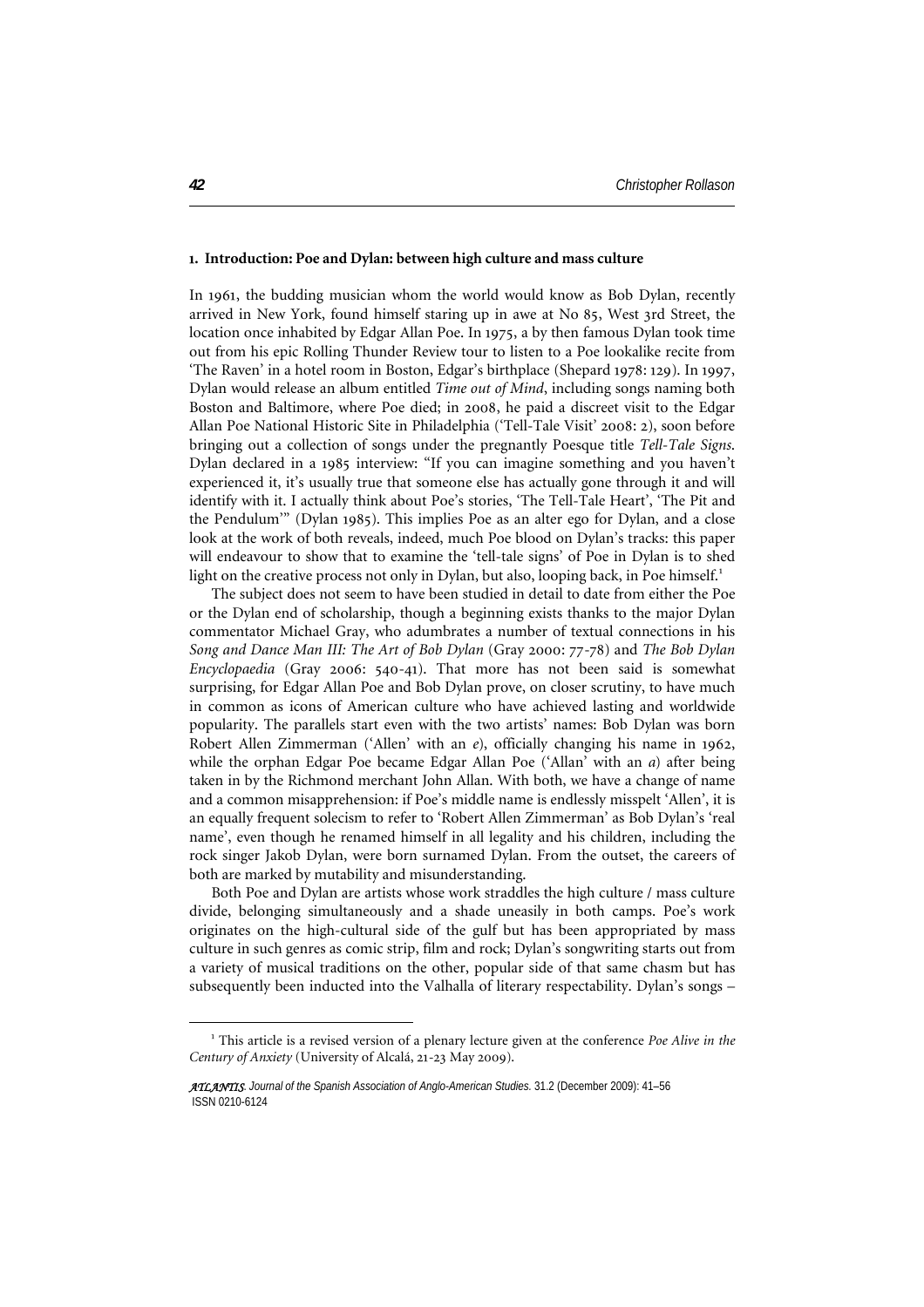### 1. Introduction: Poe and Dylan: between high culture and mass culture

In 1961, the budding musician whom the world would know as Bob Dylan, recently arrived in New York, found himself staring up in awe at No 85, West 3rd Street, the location once inhabited by Edgar Allan Poe. In 1975, a by then famous Dylan took time out from his epic Rolling Thunder Review tour to listen to a Poe lookalike recite from 'The Raven' in a hotel room in Boston, Edgar's birthplace (Shepard 1978: 129). In 1997, Dylan would release an album entitled *Time out of Mind*, including songs naming both Boston and Baltimore, where Poe died; in 2008, he paid a discreet visit to the Edgar Allan Poe National Historic Site in Philadelphia ('Tell-Tale Visit' 2008: 2), soon before bringing out a collection of songs under the pregnantly Poesque title *Tell-Tale Signs*. Dylan declared in a 1985 interview: "If you can imagine something and you haven't experienced it, it's usually true that someone else has actually gone through it and will identify with it. I actually think about Poe's stories, 'The Tell-Tale Heart', 'The Pit and the Pendulum'" (Dylan 1985). This implies Poe as an alter ego for Dylan, and a close look at the work of both reveals, indeed, much Poe blood on Dylan's tracks: this paper will endeavour to show that to examine the 'tell-tale signs' of Poe in Dylan is to shed light on the creative process not only in Dylan, but also, looping back, in Poe himself.[1]

The subject does not seem to have been studied in detail to date from either the Poe or the Dylan end of scholarship, though a beginning exists thanks to the major Dylan commentator Michael Gray, who adumbrates a number of textual connections in his *Song and Dance Man III: The Art of Bob Dylan* (Gray 2000: 77-78) and *The Bob Dylan Encyclopaedia* (Gray 2006: 540-41). That more has not been said is somewhat surprising, for Edgar Allan Poe and Bob Dylan prove, on closer scrutiny, to have much in common as icons of American culture who have achieved lasting and worldwide popularity. The parallels start even with the two artists' names: Bob Dylan was born Robert Allen Zimmerman ('Allen' with an *e*), officially changing his name in 1962, while the orphan Edgar Poe became Edgar Allan Poe ('Allan' with an *a*) after being taken in by the Richmond merchant John Allan. With both, we have a change of name and a common misapprehension: if Poe's middle name is endlessly misspelt 'Allen', it is an equally frequent solecism to refer to 'Robert Allen Zimmerman' as Bob Dylan's 'real name', even though he renamed himself in all legality and his children, including the rock singer Jakob Dylan, were born surnamed Dylan. From the outset, the careers of both are marked by mutability and misunderstanding.

Both Poe and Dylan are artists whose work straddles the high culture / mass culture divide, belonging simultaneously and a shade uneasily in both camps. Poe's work originates on the high-cultural side of the gulf but has been appropriated by mass culture in such genres as comic strip, film and rock; Dylan's songwriting starts out from a variety of musical traditions on the other, popular side of that same chasm but has subsequently been inducted into the Valhalla of literary respectability. Dylan's songs –

[1] This article is a revised version of a plenary lecture given at the conference *Poe Alive in the Century of Anxiety* (University of Alcalá, 21-23 May 2009).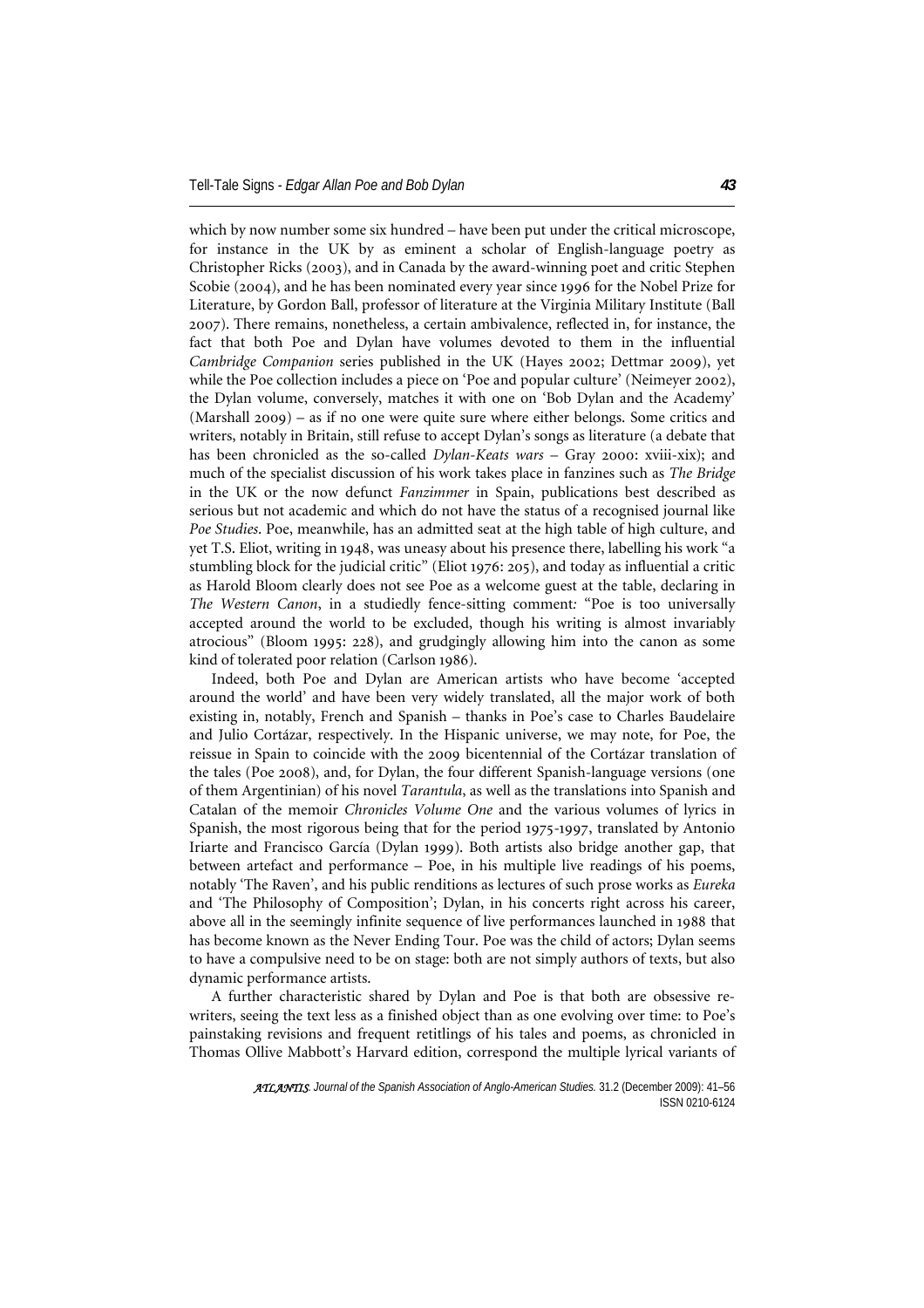which by now number some six hundred – have been put under the critical microscope, for instance in the UK by as eminent a scholar of English-language poetry as Christopher Ricks (2003), and in Canada by the award-winning poet and critic Stephen Scobie (2004), and he has been nominated every year since 1996 for the Nobel Prize for Literature, by Gordon Ball, professor of literature at the Virginia Military Institute (Ball 2007). There remains, nonetheless, a certain ambivalence, reflected in, for instance, the fact that both Poe and Dylan have volumes devoted to them in the influential *Cambridge Companion* series published in the UK (Hayes 2002; Dettmar 2009), yet while the Poe collection includes a piece on 'Poe and popular culture' (Neimeyer 2002), the Dylan volume, conversely, matches it with one on 'Bob Dylan and the Academy' (Marshall 2009) – as if no one were quite sure where either belongs. Some critics and writers, notably in Britain, still refuse to accept Dylan's songs as literature (a debate that has been chronicled as the so-called *Dylan-Keats wars* – Gray 2000: xviii-xix); and much of the specialist discussion of his work takes place in fanzines such as *The Bridge* in the UK or the now defunct *Fanzimmer* in Spain, publications best described as serious but not academic and which do not have the status of a recognised journal like *Poe Studies*. Poe, meanwhile, has an admitted seat at the high table of high culture, and yet T.S. Eliot, writing in 1948, was uneasy about his presence there, labelling his work "a stumbling block for the judicial critic" (Eliot 1976: 205), and today as influential a critic as Harold Bloom clearly does not see Poe as a welcome guest at the table, declaring in *The Western Canon*, in a studiedly fence-sitting comment: "Poe is too universally accepted around the world to be excluded, though his writing is almost invariably atrocious" (Bloom 1995: 228), and grudgingly allowing him into the canon as some kind of tolerated poor relation (Carlson 1986).

Indeed, both Poe and Dylan are American artists who have become 'accepted around the world' and have been very widely translated, all the major work of both existing in, notably, French and Spanish – thanks in Poe's case to Charles Baudelaire and Julio Cortázar, respectively. In the Hispanic universe, we may note, for Poe, the reissue in Spain to coincide with the 2009 bicentennial of the Cortázar translation of the tales (Poe 2008), and, for Dylan, the four different Spanish-language versions (one of them Argentinian) of his novel *Tarantula*, as well as the translations into Spanish and Catalan of the memoir *Chronicles Volume One* and the various volumes of lyrics in Spanish, the most rigorous being that for the period 1975-1997, translated by Antonio Iriarte and Francisco García (Dylan 1999). Both artists also bridge another gap, that between artefact and performance – Poe, in his multiple live readings of his poems, notably 'The Raven', and his public renditions as lectures of such prose works as *Eureka* and 'The Philosophy of Composition'; Dylan, in his concerts right across his career, above all in the seemingly infinite sequence of live performances launched in 1988 that has become known as the Never Ending Tour. Poe was the child of actors; Dylan seems to have a compulsive need to be on stage: both are not simply authors of texts, but also dynamic performance artists.

A further characteristic shared by Dylan and Poe is that both are obsessive re-writers, seeing the text less as a finished object than as one evolving over time: to Poe's painstaking revisions and frequent retitlings of his tales and poems, as chronicled in Thomas Ollive Mabbott's Harvard edition, correspond the multiple lyrical variants of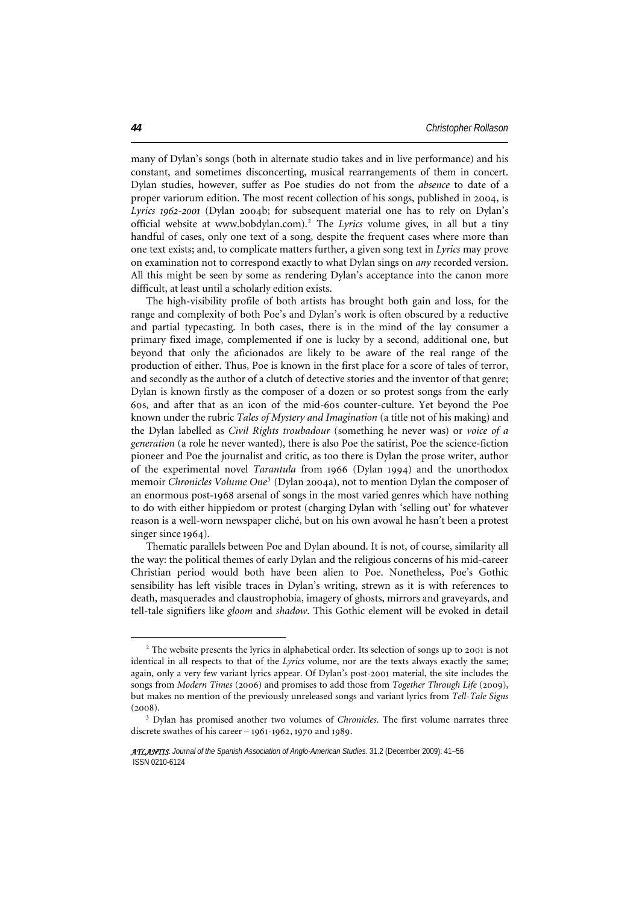many of Dylan's songs (both in alternate studio takes and in live performance) and his constant, and sometimes disconcerting, musical rearrangements of them in concert. Dylan studies, however, suffer as Poe studies do not from the *absence* to date of a proper variorum edition. The most recent collection of his songs, published in 2004, is *Lyrics 1962-2001* (Dylan 2004b; for subsequent material one has to rely on Dylan's official website at www.bobdylan.com).[2] The *Lyrics* volume gives, in all but a tiny handful of cases, only one text of a song, despite the frequent cases where more than one text exists; and, to complicate matters further, a given song text in *Lyrics* may prove on examination not to correspond exactly to what Dylan sings on *any* recorded version. All this might be seen by some as rendering Dylan's acceptance into the canon more difficult, at least until a scholarly edition exists.

The high-visibility profile of both artists has brought both gain and loss, for the range and complexity of both Poe's and Dylan's work is often obscured by a reductive and partial typecasting. In both cases, there is in the mind of the lay consumer a primary fixed image, complemented if one is lucky by a second, additional one, but beyond that only the aficionados are likely to be aware of the real range of the production of either. Thus, Poe is known in the first place for a score of tales of terror, and secondly as the author of a clutch of detective stories and the inventor of that genre; Dylan is known firstly as the composer of a dozen or so protest songs from the early 60s, and after that as an icon of the mid-60s counter-culture. Yet beyond the Poe known under the rubric *Tales of Mystery and Imagination* (a title not of his making) and the Dylan labelled as *Civil Rights troubadour* (something he never was) or *voice of a generation* (a role he never wanted), there is also Poe the satirist, Poe the science-fiction pioneer and Poe the journalist and critic, as too there is Dylan the prose writer, author of the experimental novel *Tarantula* from 1966 (Dylan 1994) and the unorthodox memoir *Chronicles Volume One*[3] (Dylan 2004a), not to mention Dylan the composer of an enormous post-1968 arsenal of songs in the most varied genres which have nothing to do with either hippiedom or protest (charging Dylan with 'selling out' for whatever reason is a well-worn newspaper cliché, but on his own avowal he hasn't been a protest singer since 1964).

Thematic parallels between Poe and Dylan abound. It is not, of course, similarity all the way: the political themes of early Dylan and the religious concerns of his mid-career Christian period would both have been alien to Poe. Nonetheless, Poe's Gothic sensibility has left visible traces in Dylan's writing, strewn as it is with references to death, masquerades and claustrophobia, imagery of ghosts, mirrors and graveyards, and tell-tale signifiers like *gloom* and *shadow*. This Gothic element will be evoked in detail

---

[2] The website presents the lyrics in alphabetical order. Its selection of songs up to 2001 is not identical in all respects to that of the *Lyrics* volume, nor are the texts always exactly the same; again, only a very few variant lyrics appear. Of Dylan's post-2001 material, the site includes the songs from *Modern Times* (2006) and promises to add those from *Together Through Life* (2009), but makes no mention of the previously unreleased songs and variant lyrics from *Tell-Tale Signs* (2008).

[3] Dylan has promised another two volumes of *Chronicles*. The first volume narrates three discrete swathes of his career – 1961-1962, 1970 and 1989.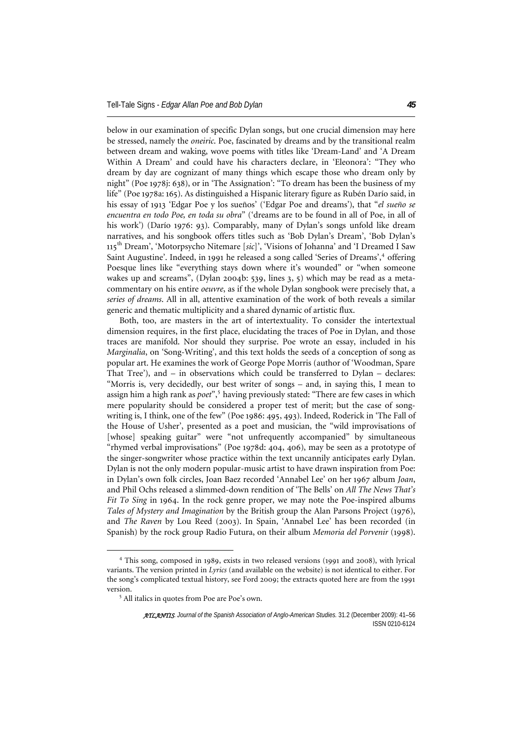below in our examination of specific Dylan songs, but one crucial dimension may here be stressed, namely the *oneiric*. Poe, fascinated by dreams and by the transitional realm between dream and waking, wove poems with titles like 'Dream-Land' and 'A Dream Within A Dream' and could have his characters declare, in 'Eleonora': "They who dream by day are cognizant of many things which escape those who dream only by night" (Poe 1978j: 638), or in 'The Assignation': "To dream has been the business of my life" (Poe 1978a: 165). As distinguished a Hispanic literary figure as Rubén Darío said, in his essay of 1913 'Edgar Poe y los sueños' ('Edgar Poe and dreams'), that "*el sueño se encuentra en todo Poe, en toda su obra*" ('dreams are to be found in all of Poe, in all of his work') (Darío 1976: 93). Comparably, many of Dylan's songs unfold like dream narratives, and his songbook offers titles such as 'Bob Dylan's Dream', 'Bob Dylan's 115th Dream', 'Motorpsycho Nitemare [*sic*]', 'Visions of Johanna' and 'I Dreamed I Saw Saint Augustine'. Indeed, in 1991 he released a song called 'Series of Dreams',[4] offering Poesque lines like "everything stays down where it's wounded" or "when someone wakes up and screams", (Dylan 2004b: 539, lines 3, 5) which may be read as a meta-commentary on his entire *oeuvre*, as if the whole Dylan songbook were precisely that, a *series of dreams*. All in all, attentive examination of the work of both reveals a similar generic and thematic multiplicity and a shared dynamic of artistic flux.

Both, too, are masters in the art of intertextuality. To consider the intertextual dimension requires, in the first place, elucidating the traces of Poe in Dylan, and those traces are manifold. Nor should they surprise. Poe wrote an essay, included in his *Marginalia*, on 'Song-Writing', and this text holds the seeds of a conception of song as popular art. He examines the work of George Pope Morris (author of 'Woodman, Spare That Tree'), and – in observations which could be transferred to Dylan – declares: "Morris is, very decidedly, our best writer of songs – and, in saying this, I mean to assign him a high rank as *poet*",[5] having previously stated: "There are few cases in which mere popularity should be considered a proper test of merit; but the case of song-writing is, I think, one of the few" (Poe 1986: 495, 493). Indeed, Roderick in 'The Fall of the House of Usher', presented as a poet and musician, the "wild improvisations of [whose] speaking guitar" were "not unfrequently accompanied" by simultaneous "rhymed verbal improvisations" (Poe 1978d: 404, 406), may be seen as a prototype of the singer-songwriter whose practice within the text uncannily anticipates early Dylan. Dylan is not the only modern popular-music artist to have drawn inspiration from Poe: in Dylan's own folk circles, Joan Baez recorded 'Annabel Lee' on her 1967 album *Joan*, and Phil Ochs released a slimmed-down rendition of 'The Bells' on *All The News That's Fit To Sing* in 1964. In the rock genre proper, we may note the Poe-inspired albums *Tales of Mystery and Imagination* by the British group the Alan Parsons Project (1976), and *The Raven* by Lou Reed (2003). In Spain, 'Annabel Lee' has been recorded (in Spanish) by the rock group Radio Futura, on their album *Memoria del Porvenir* (1998).

---

[4] This song, composed in 1989, exists in two released versions (1991 and 2008), with lyrical variants. The version printed in *Lyrics* (and available on the website) is not identical to either. For the song's complicated textual history, see Ford 2009; the extracts quoted here are from the 1991 version.

[5] All italics in quotes from Poe are Poe's own.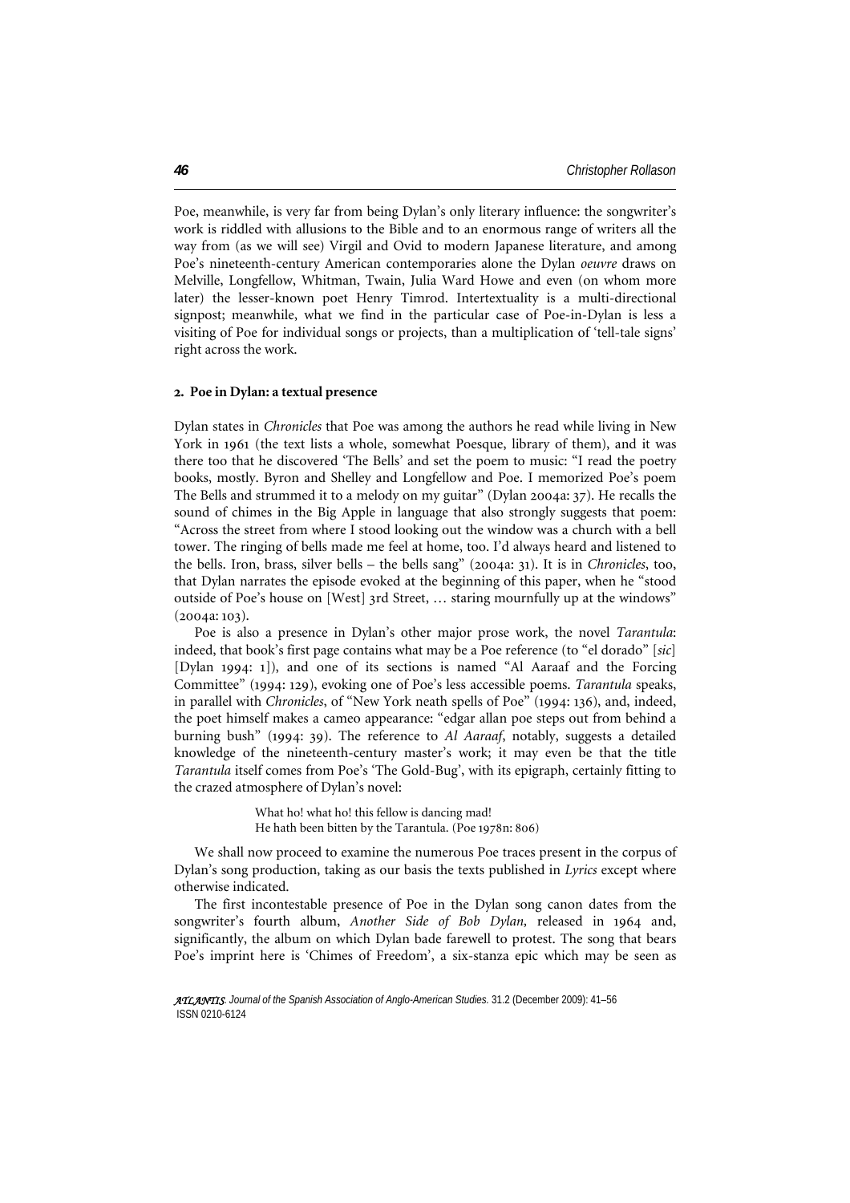Poe, meanwhile, is very far from being Dylan's only literary influence: the songwriter's work is riddled with allusions to the Bible and to an enormous range of writers all the way from (as we will see) Virgil and Ovid to modern Japanese literature, and among Poe's nineteenth-century American contemporaries alone the Dylan *oeuvre* draws on Melville, Longfellow, Whitman, Twain, Julia Ward Howe and even (on whom more later) the lesser-known poet Henry Timrod. Intertextuality is a multi-directional signpost; meanwhile, what we find in the particular case of Poe-in-Dylan is less a visiting of Poe for individual songs or projects, than a multiplication of 'tell-tale signs' right across the work.

## 2. Poe in Dylan: a textual presence

Dylan states in *Chronicles* that Poe was among the authors he read while living in New York in 1961 (the text lists a whole, somewhat Poesque, library of them), and it was there too that he discovered 'The Bells' and set the poem to music: "I read the poetry books, mostly. Byron and Shelley and Longfellow and Poe. I memorized Poe's poem The Bells and strummed it to a melody on my guitar" (Dylan 2004a: 37). He recalls the sound of chimes in the Big Apple in language that also strongly suggests that poem: "Across the street from where I stood looking out the window was a church with a bell tower. The ringing of bells made me feel at home, too. I'd always heard and listened to the bells. Iron, brass, silver bells – the bells sang" (2004a: 31). It is in *Chronicles*, too, that Dylan narrates the episode evoked at the beginning of this paper, when he "stood outside of Poe's house on [West] 3rd Street, … staring mournfully up at the windows" (2004a: 103).

Poe is also a presence in Dylan's other major prose work, the novel *Tarantula*: indeed, that book's first page contains what may be a Poe reference (to "el dorado" [*sic*] [Dylan 1994: 1]), and one of its sections is named "Al Aaraaf and the Forcing Committee" (1994: 129), evoking one of Poe's less accessible poems. *Tarantula* speaks, in parallel with *Chronicles*, of "New York neath spells of Poe" (1994: 136), and, indeed, the poet himself makes a cameo appearance: "edgar allan poe steps out from behind a burning bush" (1994: 39). The reference to *Al Aaraaf*, notably, suggests a detailed knowledge of the nineteenth-century master's work; it may even be that the title *Tarantula* itself comes from Poe's 'The Gold-Bug', with its epigraph, certainly fitting to the crazed atmosphere of Dylan's novel:

> What ho! what ho! this fellow is dancing mad!
> He hath been bitten by the Tarantula. (Poe 1978n: 806)

We shall now proceed to examine the numerous Poe traces present in the corpus of Dylan's song production, taking as our basis the texts published in *Lyrics* except where otherwise indicated.

The first incontestable presence of Poe in the Dylan song canon dates from the songwriter's fourth album, *Another Side of Bob Dylan,* released in 1964 and, significantly, the album on which Dylan bade farewell to protest. The song that bears Poe's imprint here is 'Chimes of Freedom', a six-stanza epic which may be seen as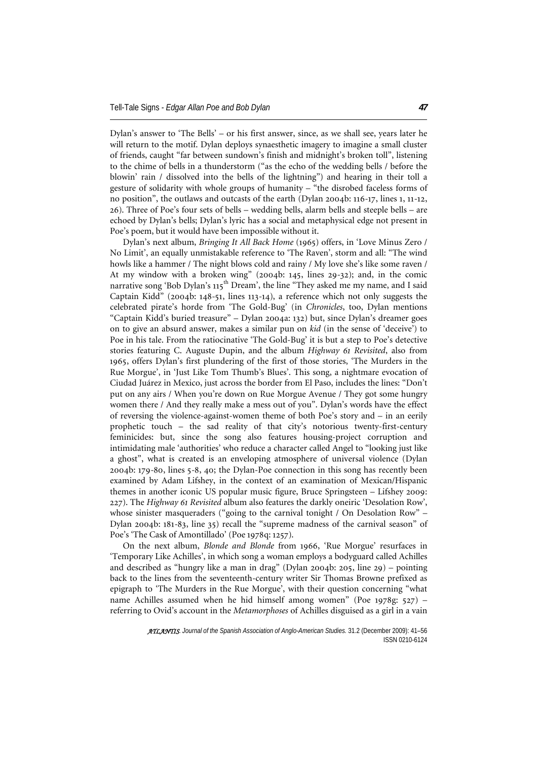Dylan's answer to 'The Bells' – or his first answer, since, as we shall see, years later he will return to the motif. Dylan deploys synaesthetic imagery to imagine a small cluster of friends, caught "far between sundown's finish and midnight's broken toll", listening to the chime of bells in a thunderstorm ("as the echo of the wedding bells / before the blowin' rain / dissolved into the bells of the lightning") and hearing in their toll a gesture of solidarity with whole groups of humanity – "the disrobed faceless forms of no position", the outlaws and outcasts of the earth (Dylan 2004b: 116-17, lines 1, 11-12, 26). Three of Poe's four sets of bells – wedding bells, alarm bells and steeple bells – are echoed by Dylan's bells; Dylan's lyric has a social and metaphysical edge not present in Poe's poem, but it would have been impossible without it.

Dylan's next album, *Bringing It All Back Home* (1965) offers, in 'Love Minus Zero / No Limit', an equally unmistakable reference to 'The Raven', storm and all: "The wind howls like a hammer / The night blows cold and rainy / My love she's like some raven / At my window with a broken wing" (2004b: 145, lines 29-32); and, in the comic narrative song 'Bob Dylan's 115th Dream', the line "They asked me my name, and I said Captain Kidd" (2004b: 148-51, lines 113-14), a reference which not only suggests the celebrated pirate's horde from 'The Gold-Bug' (in *Chronicles*, too, Dylan mentions "Captain Kidd's buried treasure" – Dylan 2004a: 132) but, since Dylan's dreamer goes on to give an absurd answer, makes a similar pun on *kid* (in the sense of 'deceive') to Poe in his tale. From the ratiocinative 'The Gold-Bug' it is but a step to Poe's detective stories featuring C. Auguste Dupin, and the album *Highway 61 Revisited*, also from 1965, offers Dylan's first plundering of the first of those stories, 'The Murders in the Rue Morgue', in 'Just Like Tom Thumb's Blues'. This song, a nightmare evocation of Ciudad Juárez in Mexico, just across the border from El Paso, includes the lines: "Don't put on any airs / When you're down on Rue Morgue Avenue / They got some hungry women there / And they really make a mess out of you". Dylan's words have the effect of reversing the violence-against-women theme of both Poe's story and – in an eerily prophetic touch – the sad reality of that city's notorious twenty-first-century feminicides: but, since the song also features housing-project corruption and intimidating male 'authorities' who reduce a character called Angel to "looking just like a ghost", what is created is an enveloping atmosphere of universal violence (Dylan 2004b: 179-80, lines 5-8, 40; the Dylan-Poe connection in this song has recently been examined by Adam Lifshey, in the context of an examination of Mexican/Hispanic themes in another iconic US popular music figure, Bruce Springsteen – Lifshey 2009: 227). The *Highway 61 Revisited* album also features the darkly oneiric 'Desolation Row', whose sinister masqueraders ("going to the carnival tonight / On Desolation Row" – Dylan 2004b: 181-83, line 35) recall the "supreme madness of the carnival season" of Poe's 'The Cask of Amontillado' (Poe 1978q: 1257).

On the next album, *Blonde and Blonde* from 1966, 'Rue Morgue' resurfaces in 'Temporary Like Achilles', in which song a woman employs a bodyguard called Achilles and described as "hungry like a man in drag" (Dylan 2004b: 205, line 29) – pointing back to the lines from the seventeenth-century writer Sir Thomas Browne prefixed as epigraph to 'The Murders in the Rue Morgue', with their question concerning "what name Achilles assumed when he hid himself among women" (Poe 1978g: 527) – referring to Ovid's account in the *Metamorphoses* of Achilles disguised as a girl in a vain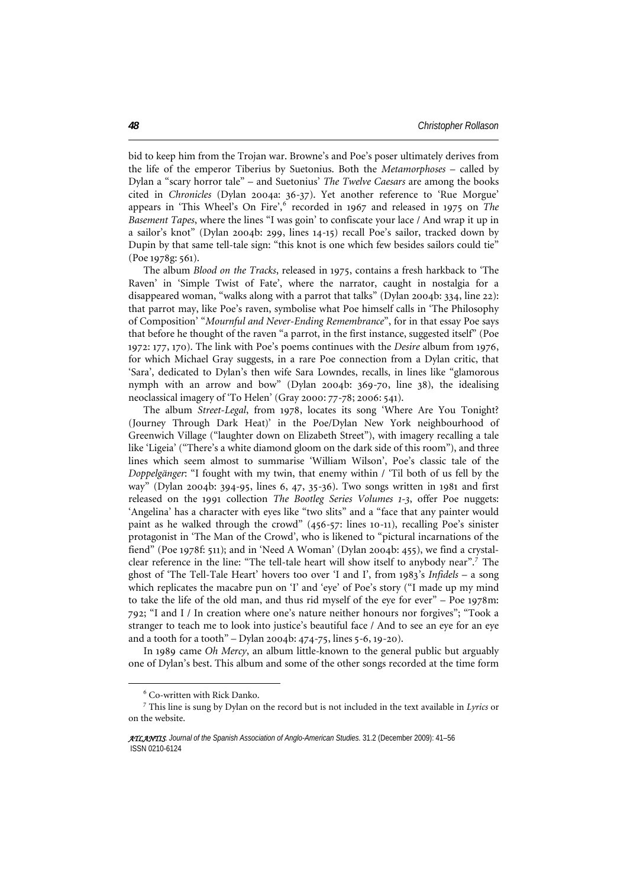bid to keep him from the Trojan war. Browne's and Poe's poser ultimately derives from the life of the emperor Tiberius by Suetonius. Both the *Metamorphoses* – called by Dylan a "scary horror tale" – and Suetonius' *The Twelve Caesars* are among the books cited in *Chronicles* (Dylan 2004a: 36-37). Yet another reference to 'Rue Morgue' appears in 'This Wheel's On Fire',[6] recorded in 1967 and released in 1975 on *The Basement Tapes*, where the lines "I was goin' to confiscate your lace / And wrap it up in a sailor's knot" (Dylan 2004b: 299, lines 14-15) recall Poe's sailor, tracked down by Dupin by that same tell-tale sign: "this knot is one which few besides sailors could tie" (Poe 1978g: 561).

The album *Blood on the Tracks*, released in 1975, contains a fresh harkback to 'The Raven' in 'Simple Twist of Fate', where the narrator, caught in nostalgia for a disappeared woman, "walks along with a parrot that talks" (Dylan 2004b: 334, line 22): that parrot may, like Poe's raven, symbolise what Poe himself calls in 'The Philosophy of Composition' "*Mournful and Never-Ending Remembrance*", for in that essay Poe says that before he thought of the raven "a parrot, in the first instance, suggested itself" (Poe 1972: 177, 170). The link with Poe's poems continues with the *Desire* album from 1976, for which Michael Gray suggests, in a rare Poe connection from a Dylan critic, that 'Sara', dedicated to Dylan's then wife Sara Lowndes, recalls, in lines like "glamorous nymph with an arrow and bow" (Dylan 2004b: 369-70, line 38), the idealising neoclassical imagery of 'To Helen' (Gray 2000: 77-78; 2006: 541).

The album *Street-Legal*, from 1978, locates its song 'Where Are You Tonight? (Journey Through Dark Heat)' in the Poe/Dylan New York neighbourhood of Greenwich Village ("laughter down on Elizabeth Street"), with imagery recalling a tale like 'Ligeia' ("There's a white diamond gloom on the dark side of this room"), and three lines which seem almost to summarise 'William Wilson', Poe's classic tale of the *Doppelgänger*: "I fought with my twin, that enemy within / 'Til both of us fell by the way" (Dylan 2004b: 394-95, lines 6, 47, 35-36). Two songs written in 1981 and first released on the 1991 collection *The Bootleg Series Volumes 1-3*, offer Poe nuggets: 'Angelina' has a character with eyes like "two slits" and a "face that any painter would paint as he walked through the crowd" (456-57: lines 10-11), recalling Poe's sinister protagonist in 'The Man of the Crowd', who is likened to "pictural incarnations of the fiend" (Poe 1978f: 511); and in 'Need A Woman' (Dylan 2004b: 455), we find a crystal-clear reference in the line: "The tell-tale heart will show itself to anybody near".[7] The ghost of 'The Tell-Tale Heart' hovers too over 'I and I', from 1983's *Infidels* – a song which replicates the macabre pun on 'I' and 'eye' of Poe's story ("I made up my mind to take the life of the old man, and thus rid myself of the eye for ever" – Poe 1978m: 792; "I and I / In creation where one's nature neither honours nor forgives"; "Took a stranger to teach me to look into justice's beautiful face / And to see an eye for an eye and a tooth for a tooth" – Dylan 2004b: 474-75, lines 5-6, 19-20).

In 1989 came *Oh Mercy*, an album little-known to the general public but arguably one of Dylan's best. This album and some of the other songs recorded at the time form

---

[6] Co-written with Rick Danko.

[7] This line is sung by Dylan on the record but is not included in the text available in *Lyrics* or on the website.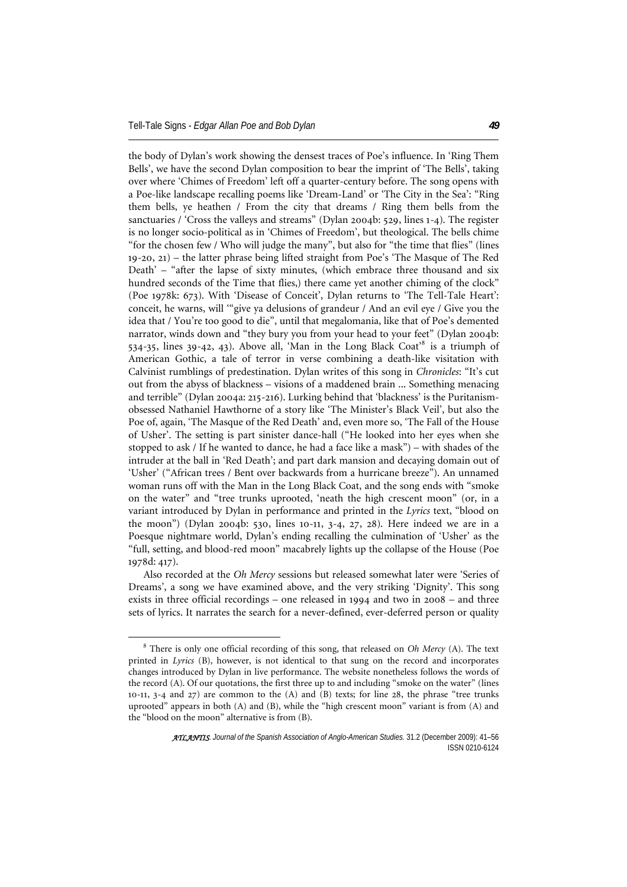the body of Dylan's work showing the densest traces of Poe's influence. In 'Ring Them Bells', we have the second Dylan composition to bear the imprint of 'The Bells', taking over where 'Chimes of Freedom' left off a quarter-century before. The song opens with a Poe-like landscape recalling poems like 'Dream-Land' or 'The City in the Sea': "Ring them bells, ye heathen / From the city that dreams / Ring them bells from the sanctuaries / 'Cross the valleys and streams" (Dylan 2004b: 529, lines 1-4). The register is no longer socio-political as in 'Chimes of Freedom', but theological. The bells chime "for the chosen few / Who will judge the many", but also for "the time that flies" (lines 19-20, 21) – the latter phrase being lifted straight from Poe's 'The Masque of The Red Death' – "after the lapse of sixty minutes, (which embrace three thousand and six hundred seconds of the Time that flies,) there came yet another chiming of the clock" (Poe 1978k: 673). With 'Disease of Conceit', Dylan returns to 'The Tell-Tale Heart': conceit, he warns, will '"give ya delusions of grandeur / And an evil eye / Give you the idea that / You're too good to die", until that megalomania, like that of Poe's demented narrator, winds down and "they bury you from your head to your feet" (Dylan 2004b: 534-35, lines 39-42, 43). Above all, 'Man in the Long Black Coat'[8] is a triumph of American Gothic, a tale of terror in verse combining a death-like visitation with Calvinist rumblings of predestination. Dylan writes of this song in *Chronicles*: "It's cut out from the abyss of blackness – visions of a maddened brain ... Something menacing and terrible" (Dylan 2004a: 215-216). Lurking behind that 'blackness' is the Puritanism-obsessed Nathaniel Hawthorne of a story like 'The Minister's Black Veil', but also the Poe of, again, 'The Masque of the Red Death' and, even more so, 'The Fall of the House of Usher'. The setting is part sinister dance-hall ("He looked into her eyes when she stopped to ask / If he wanted to dance, he had a face like a mask") – with shades of the intruder at the ball in 'Red Death'; and part dark mansion and decaying domain out of 'Usher' ("African trees / Bent over backwards from a hurricane breeze"). An unnamed woman runs off with the Man in the Long Black Coat, and the song ends with "smoke on the water" and "tree trunks uprooted, 'neath the high crescent moon" (or, in a variant introduced by Dylan in performance and printed in the *Lyrics* text, "blood on the moon") (Dylan 2004b: 530, lines 10-11, 3-4, 27, 28). Here indeed we are in a Poesque nightmare world, Dylan's ending recalling the culmination of 'Usher' as the "full, setting, and blood-red moon" macabrely lights up the collapse of the House (Poe 1978d: 417).

Also recorded at the *Oh Mercy* sessions but released somewhat later were 'Series of Dreams', a song we have examined above, and the very striking 'Dignity'. This song exists in three official recordings – one released in 1994 and two in 2008 – and three sets of lyrics. It narrates the search for a never-defined, ever-deferred person or quality

[8] There is only one official recording of this song, that released on *Oh Mercy* (A). The text printed in *Lyrics* (B), however, is not identical to that sung on the record and incorporates changes introduced by Dylan in live performance. The website nonetheless follows the words of the record (A). Of our quotations, the first three up to and including "smoke on the water" (lines 10-11, 3-4 and 27) are common to the (A) and (B) texts; for line 28, the phrase "tree trunks uprooted" appears in both (A) and (B), while the "high crescent moon" variant is from (A) and the "blood on the moon" alternative is from (B).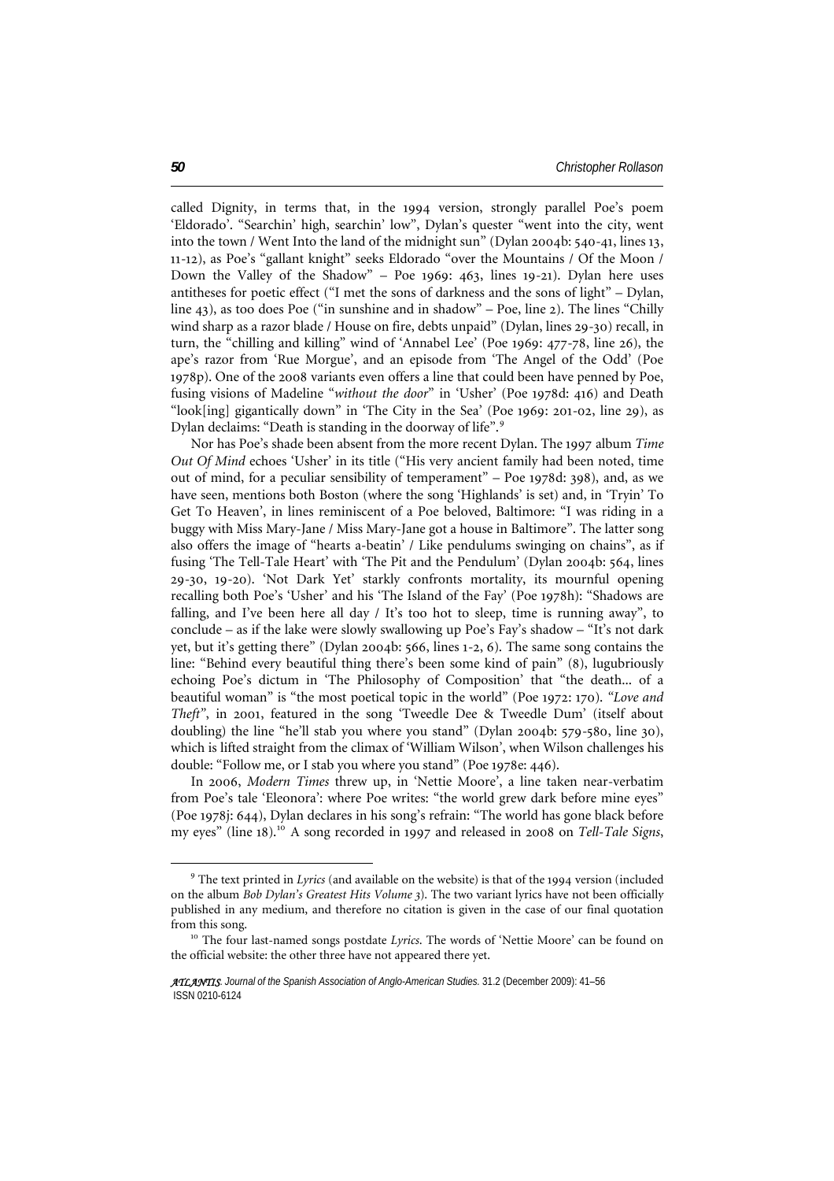called Dignity, in terms that, in the 1994 version, strongly parallel Poe's poem 'Eldorado'. "Searchin' high, searchin' low", Dylan's quester "went into the city, went into the town / Went Into the land of the midnight sun" (Dylan 2004b: 540-41, lines 13, 11-12), as Poe's "gallant knight" seeks Eldorado "over the Mountains / Of the Moon / Down the Valley of the Shadow" – Poe 1969: 463, lines 19-21). Dylan here uses antitheses for poetic effect ("I met the sons of darkness and the sons of light" – Dylan, line 43), as too does Poe ("in sunshine and in shadow" – Poe, line 2). The lines "Chilly wind sharp as a razor blade / House on fire, debts unpaid" (Dylan, lines 29-30) recall, in turn, the "chilling and killing" wind of 'Annabel Lee' (Poe 1969: 477-78, line 26), the ape's razor from 'Rue Morgue', and an episode from 'The Angel of the Odd' (Poe 1978p). One of the 2008 variants even offers a line that could been have penned by Poe, fusing visions of Madeline "*without the door*" in 'Usher' (Poe 1978d: 416) and Death "look[ing] gigantically down" in 'The City in the Sea' (Poe 1969: 201-02, line 29), as Dylan declaims: "Death is standing in the doorway of life".[9]

Nor has Poe's shade been absent from the more recent Dylan. The 1997 album *Time Out Of Mind* echoes 'Usher' in its title ("His very ancient family had been noted, time out of mind, for a peculiar sensibility of temperament" – Poe 1978d: 398), and, as we have seen, mentions both Boston (where the song 'Highlands' is set) and, in 'Tryin' To Get To Heaven', in lines reminiscent of a Poe beloved, Baltimore: "I was riding in a buggy with Miss Mary-Jane / Miss Mary-Jane got a house in Baltimore". The latter song also offers the image of "hearts a-beatin' / Like pendulums swinging on chains", as if fusing 'The Tell-Tale Heart' with 'The Pit and the Pendulum' (Dylan 2004b: 564, lines 29-30, 19-20). 'Not Dark Yet' starkly confronts mortality, its mournful opening recalling both Poe's 'Usher' and his 'The Island of the Fay' (Poe 1978h): "Shadows are falling, and I've been here all day / It's too hot to sleep, time is running away", to conclude – as if the lake were slowly swallowing up Poe's Fay's shadow – "It's not dark yet, but it's getting there" (Dylan 2004b: 566, lines 1-2, 6). The same song contains the line: "Behind every beautiful thing there's been some kind of pain" (8), lugubriously echoing Poe's dictum in 'The Philosophy of Composition' that "the death... of a beautiful woman" is "the most poetical topic in the world" (Poe 1972: 170). *"Love and Theft"*, in 2001, featured in the song 'Tweedle Dee & Tweedle Dum' (itself about doubling) the line "he'll stab you where you stand" (Dylan 2004b: 579-580, line 30), which is lifted straight from the climax of 'William Wilson', when Wilson challenges his double: "Follow me, or I stab you where you stand" (Poe 1978e: 446).

In 2006, *Modern Times* threw up, in 'Nettie Moore', a line taken near-verbatim from Poe's tale 'Eleonora': where Poe writes: "the world grew dark before mine eyes" (Poe 1978j: 644), Dylan declares in his song's refrain: "The world has gone black before my eyes" (line 18).[10] A song recorded in 1997 and released in 2008 on *Tell-Tale Signs*,

[9] The text printed in *Lyrics* (and available on the website) is that of the 1994 version (included on the album *Bob Dylan's Greatest Hits Volume 3*). The two variant lyrics have not been officially published in any medium, and therefore no citation is given in the case of our final quotation from this song.

[10] The four last-named songs postdate *Lyrics*. The words of 'Nettie Moore' can be found on the official website: the other three have not appeared there yet.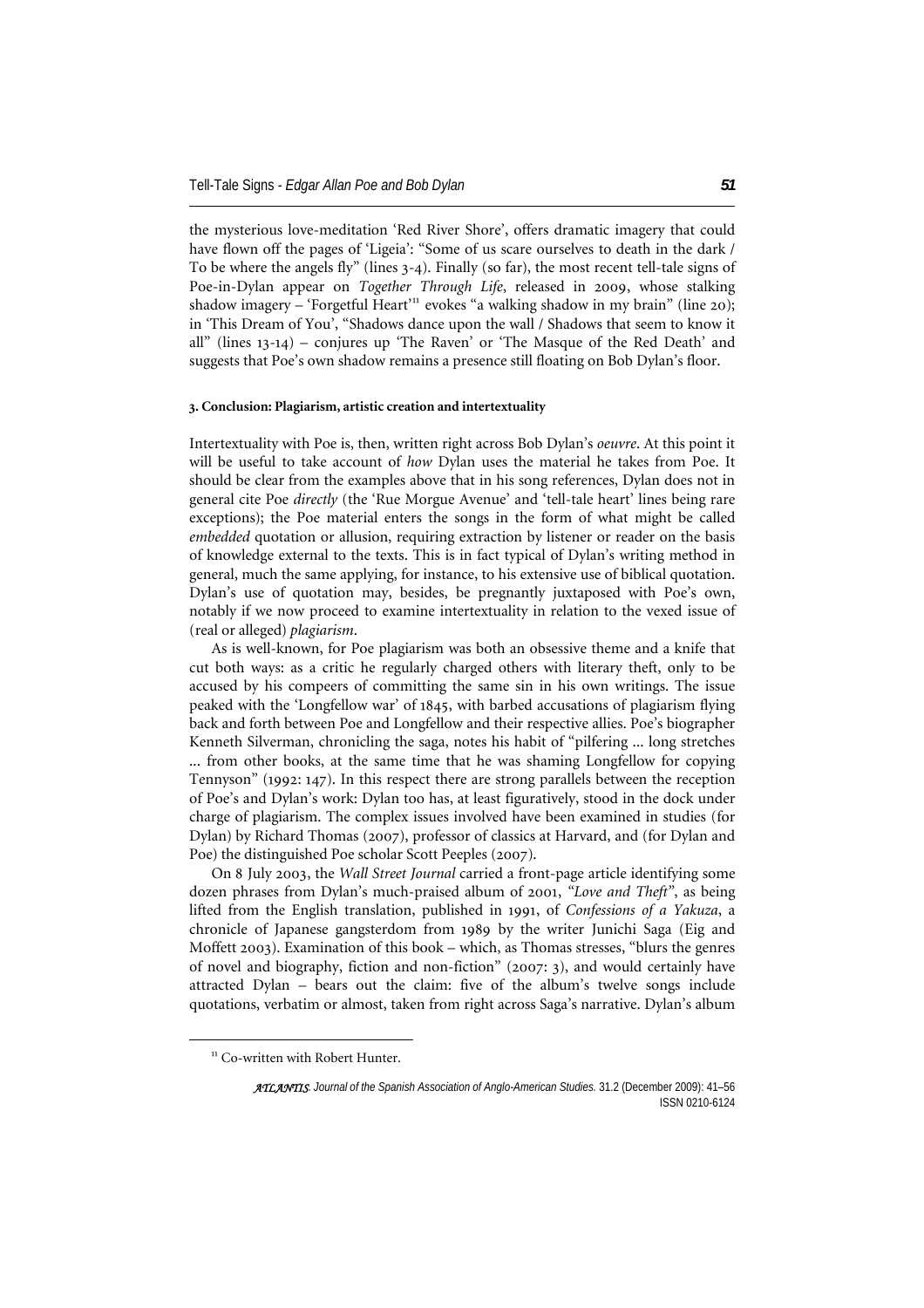the mysterious love-meditation 'Red River Shore', offers dramatic imagery that could have flown off the pages of 'Ligeia': "Some of us scare ourselves to death in the dark / To be where the angels fly" (lines 3-4). Finally (so far), the most recent tell-tale signs of Poe-in-Dylan appear on *Together Through Life*, released in 2009, whose stalking shadow imagery – 'Forgetful Heart'[11] evokes "a walking shadow in my brain" (line 20); in 'This Dream of You', "Shadows dance upon the wall / Shadows that seem to know it all" (lines 13-14) – conjures up 'The Raven' or 'The Masque of the Red Death' and suggests that Poe's own shadow remains a presence still floating on Bob Dylan's floor.

### 3. Conclusion: Plagiarism, artistic creation and intertextuality

Intertextuality with Poe is, then, written right across Bob Dylan's *oeuvre*. At this point it will be useful to take account of *how* Dylan uses the material he takes from Poe. It should be clear from the examples above that in his song references, Dylan does not in general cite Poe *directly* (the 'Rue Morgue Avenue' and 'tell-tale heart' lines being rare exceptions); the Poe material enters the songs in the form of what might be called *embedded* quotation or allusion, requiring extraction by listener or reader on the basis of knowledge external to the texts. This is in fact typical of Dylan's writing method in general, much the same applying, for instance, to his extensive use of biblical quotation. Dylan's use of quotation may, besides, be pregnantly juxtaposed with Poe's own, notably if we now proceed to examine intertextuality in relation to the vexed issue of (real or alleged) *plagiarism*.

As is well-known, for Poe plagiarism was both an obsessive theme and a knife that cut both ways: as a critic he regularly charged others with literary theft, only to be accused by his compeers of committing the same sin in his own writings. The issue peaked with the 'Longfellow war' of 1845, with barbed accusations of plagiarism flying back and forth between Poe and Longfellow and their respective allies. Poe's biographer Kenneth Silverman, chronicling the saga, notes his habit of "pilfering ... long stretches ... from other books, at the same time that he was shaming Longfellow for copying Tennyson" (1992: 147). In this respect there are strong parallels between the reception of Poe's and Dylan's work: Dylan too has, at least figuratively, stood in the dock under charge of plagiarism. The complex issues involved have been examined in studies (for Dylan) by Richard Thomas (2007), professor of classics at Harvard, and (for Dylan and Poe) the distinguished Poe scholar Scott Peeples (2007).

On 8 July 2003, the *Wall Street Journal* carried a front-page article identifying some dozen phrases from Dylan's much-praised album of 2001, *"Love and Theft"*, as being lifted from the English translation, published in 1991, of *Confessions of a Yakuza*, a chronicle of Japanese gangsterdom from 1989 by the writer Junichi Saga (Eig and Moffett 2003). Examination of this book – which, as Thomas stresses, "blurs the genres of novel and biography, fiction and non-fiction" (2007: 3), and would certainly have attracted Dylan – bears out the claim: five of the album's twelve songs include quotations, verbatim or almost, taken from right across Saga's narrative. Dylan's album

[11] Co-written with Robert Hunter.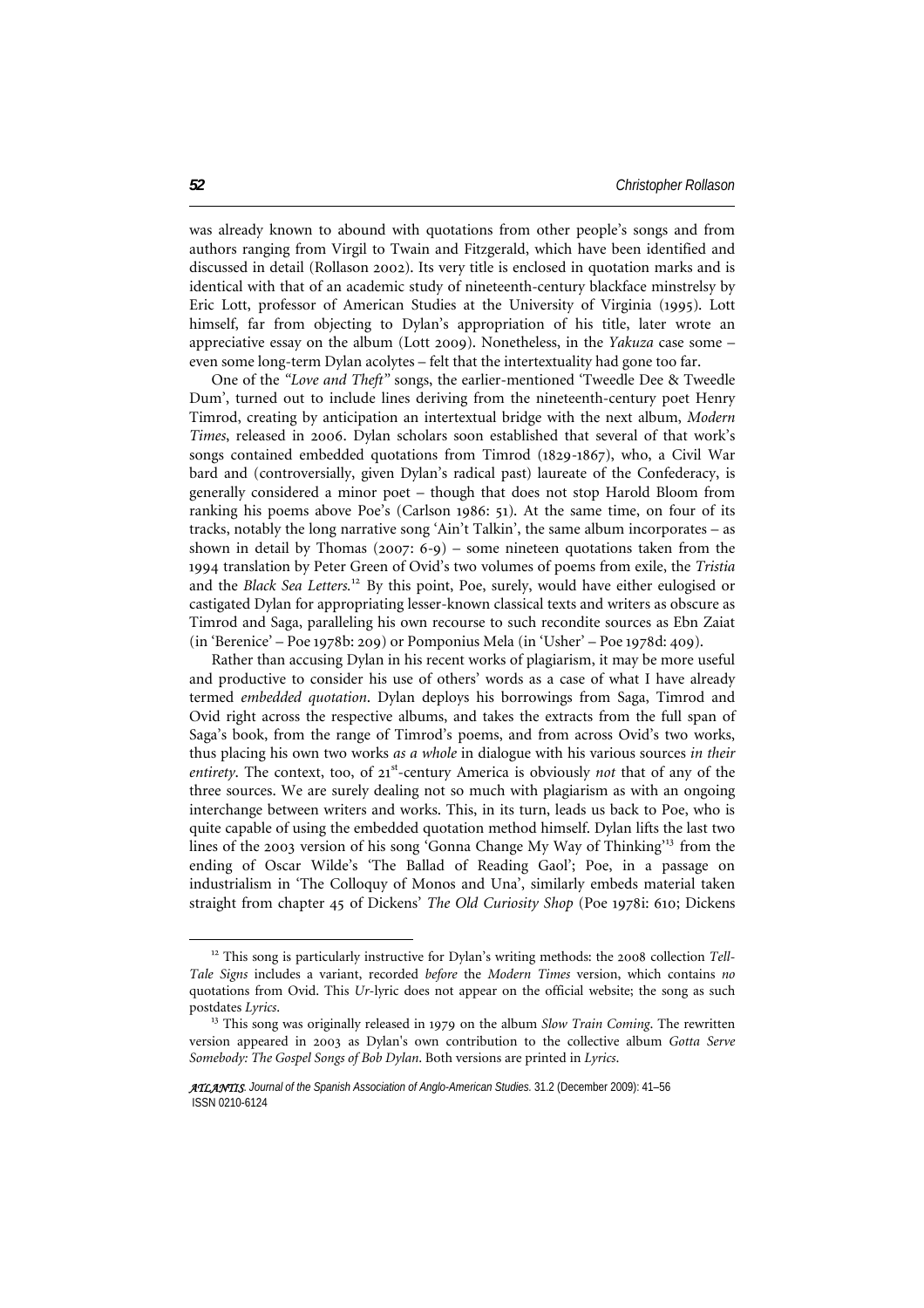was already known to abound with quotations from other people's songs and from authors ranging from Virgil to Twain and Fitzgerald, which have been identified and discussed in detail (Rollason 2002). Its very title is enclosed in quotation marks and is identical with that of an academic study of nineteenth-century blackface minstrelsy by Eric Lott, professor of American Studies at the University of Virginia (1995). Lott himself, far from objecting to Dylan's appropriation of his title, later wrote an appreciative essay on the album (Lott 2009). Nonetheless, in the *Yakuza* case some – even some long-term Dylan acolytes – felt that the intertextuality had gone too far.

One of the *"Love and Theft"* songs, the earlier-mentioned 'Tweedle Dee & Tweedle Dum', turned out to include lines deriving from the nineteenth-century poet Henry Timrod, creating by anticipation an intertextual bridge with the next album, *Modern Times*, released in 2006. Dylan scholars soon established that several of that work's songs contained embedded quotations from Timrod (1829-1867), who, a Civil War bard and (controversially, given Dylan's radical past) laureate of the Confederacy, is generally considered a minor poet – though that does not stop Harold Bloom from ranking his poems above Poe's (Carlson 1986: 51). At the same time, on four of its tracks, notably the long narrative song 'Ain't Talkin', the same album incorporates – as shown in detail by Thomas (2007: 6-9) – some nineteen quotations taken from the 1994 translation by Peter Green of Ovid's two volumes of poems from exile, the *Tristia* and the *Black Sea Letters*.[12] By this point, Poe, surely, would have either eulogised or castigated Dylan for appropriating lesser-known classical texts and writers as obscure as Timrod and Saga, paralleling his own recourse to such recondite sources as Ebn Zaiat (in 'Berenice' – Poe 1978b: 209) or Pomponius Mela (in 'Usher' – Poe 1978d: 409).

Rather than accusing Dylan in his recent works of plagiarism, it may be more useful and productive to consider his use of others' words as a case of what I have already termed *embedded quotation*. Dylan deploys his borrowings from Saga, Timrod and Ovid right across the respective albums, and takes the extracts from the full span of Saga's book, from the range of Timrod's poems, and from across Ovid's two works, thus placing his own two works *as a whole* in dialogue with his various sources *in their entirety*. The context, too, of 21st-century America is obviously *not* that of any of the three sources. We are surely dealing not so much with plagiarism as with an ongoing interchange between writers and works. This, in its turn, leads us back to Poe, who is quite capable of using the embedded quotation method himself. Dylan lifts the last two lines of the 2003 version of his song 'Gonna Change My Way of Thinking'[13] from the ending of Oscar Wilde's 'The Ballad of Reading Gaol'; Poe, in a passage on industrialism in 'The Colloquy of Monos and Una', similarly embeds material taken straight from chapter 45 of Dickens' *The Old Curiosity Shop* (Poe 1978i: 610; Dickens

---

[12] This song is particularly instructive for Dylan's writing methods: the 2008 collection *Tell-Tale Signs* includes a variant, recorded *before* the *Modern Times* version, which contains *no* quotations from Ovid. This *Ur*-lyric does not appear on the official website; the song as such postdates *Lyrics*.

[13] This song was originally released in 1979 on the album *Slow Train Coming*. The rewritten version appeared in 2003 as Dylan's own contribution to the collective album *Gotta Serve Somebody: The Gospel Songs of Bob Dylan*. Both versions are printed in *Lyrics*.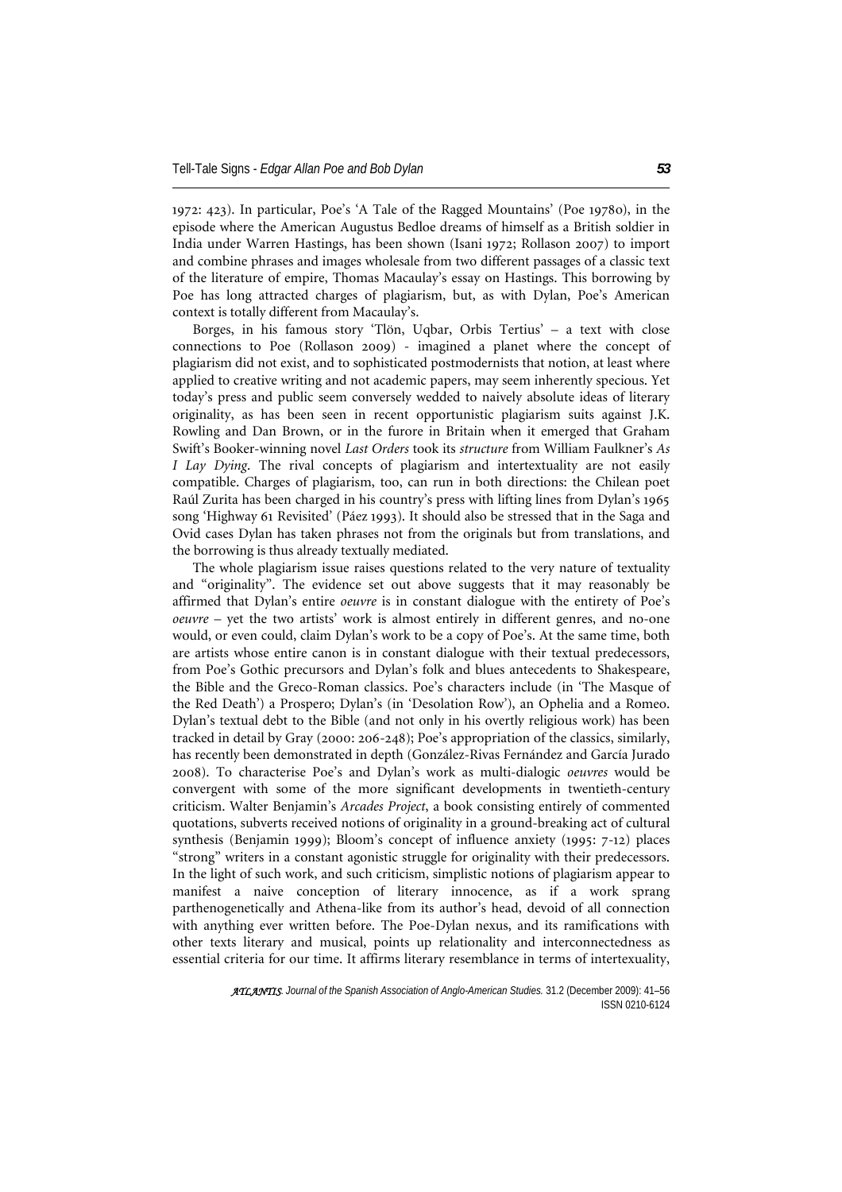1972: 423). In particular, Poe's 'A Tale of the Ragged Mountains' (Poe 1978o), in the episode where the American Augustus Bedloe dreams of himself as a British soldier in India under Warren Hastings, has been shown (Isani 1972; Rollason 2007) to import and combine phrases and images wholesale from two different passages of a classic text of the literature of empire, Thomas Macaulay's essay on Hastings. This borrowing by Poe has long attracted charges of plagiarism, but, as with Dylan, Poe's American context is totally different from Macaulay's.

Borges, in his famous story 'Tlön, Uqbar, Orbis Tertius' – a text with close connections to Poe (Rollason 2009) - imagined a planet where the concept of plagiarism did not exist, and to sophisticated postmodernists that notion, at least where applied to creative writing and not academic papers, may seem inherently specious. Yet today's press and public seem conversely wedded to naively absolute ideas of literary originality, as has been seen in recent opportunistic plagiarism suits against J.K. Rowling and Dan Brown, or in the furore in Britain when it emerged that Graham Swift's Booker-winning novel *Last Orders* took its *structure* from William Faulkner's *As I Lay Dying*. The rival concepts of plagiarism and intertextuality are not easily compatible. Charges of plagiarism, too, can run in both directions: the Chilean poet Raúl Zurita has been charged in his country's press with lifting lines from Dylan's 1965 song 'Highway 61 Revisited' (Páez 1993). It should also be stressed that in the Saga and Ovid cases Dylan has taken phrases not from the originals but from translations, and the borrowing is thus already textually mediated.

The whole plagiarism issue raises questions related to the very nature of textuality and "originality". The evidence set out above suggests that it may reasonably be affirmed that Dylan's entire *oeuvre* is in constant dialogue with the entirety of Poe's *oeuvre* – yet the two artists' work is almost entirely in different genres, and no-one would, or even could, claim Dylan's work to be a copy of Poe's. At the same time, both are artists whose entire canon is in constant dialogue with their textual predecessors, from Poe's Gothic precursors and Dylan's folk and blues antecedents to Shakespeare, the Bible and the Greco-Roman classics. Poe's characters include (in 'The Masque of the Red Death') a Prospero; Dylan's (in 'Desolation Row'), an Ophelia and a Romeo. Dylan's textual debt to the Bible (and not only in his overtly religious work) has been tracked in detail by Gray (2000: 206-248); Poe's appropriation of the classics, similarly, has recently been demonstrated in depth (González-Rivas Fernández and García Jurado 2008). To characterise Poe's and Dylan's work as multi-dialogic *oeuvres* would be convergent with some of the more significant developments in twentieth-century criticism. Walter Benjamin's *Arcades Project*, a book consisting entirely of commented quotations, subverts received notions of originality in a ground-breaking act of cultural synthesis (Benjamin 1999); Bloom's concept of influence anxiety (1995: 7-12) places "strong" writers in a constant agonistic struggle for originality with their predecessors. In the light of such work, and such criticism, simplistic notions of plagiarism appear to manifest a naive conception of literary innocence, as if a work sprang parthenogenetically and Athena-like from its author's head, devoid of all connection with anything ever written before. The Poe-Dylan nexus, and its ramifications with other texts literary and musical, points up relationality and interconnectedness as essential criteria for our time. It affirms literary resemblance in terms of intertexuality,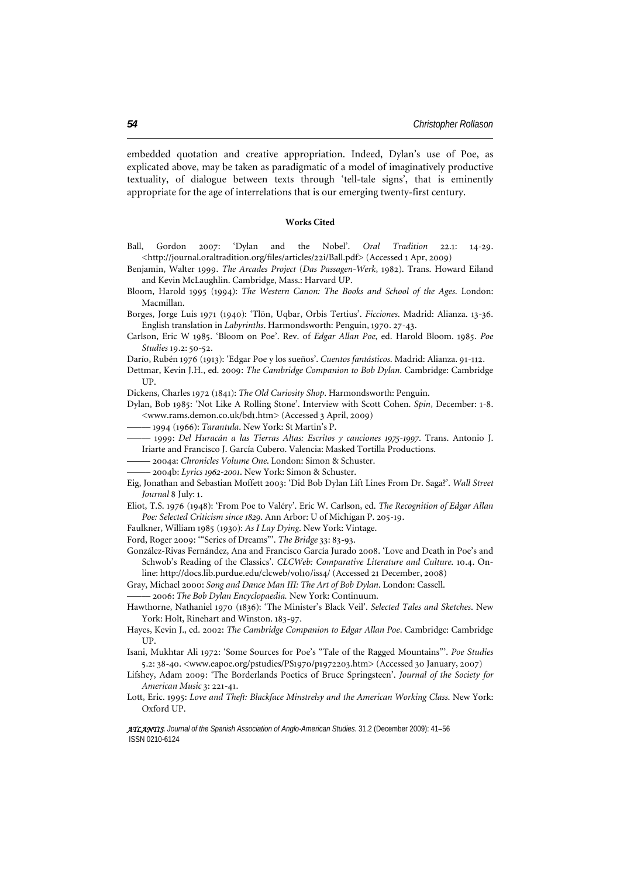embedded quotation and creative appropriation. Indeed, Dylan's use of Poe, as explicated above, may be taken as paradigmatic of a model of imaginatively productive textuality, of dialogue between texts through 'tell-tale signs', that is eminently appropriate for the age of interrelations that is our emerging twenty-first century.

#### Works Cited

Ball, Gordon 2007: 'Dylan and the Nobel'. *Oral Tradition* 22.1: 14-29. <http://journal.oraltradition.org/files/articles/22i/Ball.pdf> (Accessed 1 Apr, 2009)

Benjamin, Walter 1999. *The Arcades Project* (*Das Passagen-Werk*, 1982). Trans. Howard Eiland and Kevin McLaughlin. Cambridge, Mass.: Harvard UP.

Bloom, Harold 1995 (1994): *The Western Canon: The Books and School of the Ages*. London: Macmillan.

Borges, Jorge Luis 1971 (1940): 'Tlön, Uqbar, Orbis Tertius'. *Ficciones*. Madrid: Alianza. 13-36. English translation in *Labyrinths*. Harmondsworth: Penguin, 1970. 27-43.

Carlson, Eric W 1985. 'Bloom on Poe'. Rev. of *Edgar Allan Poe*, ed. Harold Bloom. 1985. *Poe Studies* 19.2: 50-52.

Darío, Rubén 1976 (1913): 'Edgar Poe y los sueños'. *Cuentos fantásticos*. Madrid: Alianza. 91-112.

Dettmar, Kevin J.H., ed. 2009: *The Cambridge Companion to Bob Dylan*. Cambridge: Cambridge UP.

Dickens, Charles 1972 (1841): *The Old Curiosity Shop*. Harmondsworth: Penguin.

Dylan, Bob 1985: 'Not Like A Rolling Stone'. Interview with Scott Cohen. *Spin*, December: 1-8. <www.rams.demon.co.uk/bd1.htm> (Accessed 3 April, 2009)

——— 1994 (1966): *Tarantula*. New York: St Martin's P.

——— 1999: *Del Huracán a las Tierras Altas: Escritos y canciones 1975-1997*. Trans. Antonio J. Iriarte and Francisco J. García Cubero. Valencia: Masked Tortilla Productions.

——— 2004a: *Chronicles Volume One*. London: Simon & Schuster.

——— 2004b: *Lyrics 1962-2001*. New York: Simon & Schuster.

Eig, Jonathan and Sebastian Moffett 2003: 'Did Bob Dylan Lift Lines From Dr. Saga?'. *Wall Street Journal* 8 July: 1.

Eliot, T.S. 1976 (1948): 'From Poe to Valéry'. Eric W. Carlson, ed. *The Recognition of Edgar Allan Poe: Selected Criticism since 1829*. Ann Arbor: U of Michigan P. 205-19.

Faulkner, William 1985 (1930): *As I Lay Dying*. New York: Vintage.

Ford, Roger 2009: '"Series of Dreams"'. *The Bridge* 33: 83-93.

González-Rivas Fernández, Ana and Francisco García Jurado 2008. 'Love and Death in Poe's and Schwob's Reading of the Classics'. *CLCWeb: Comparative Literature and Culture*. 10.4. On-line: http://docs.lib.purdue.edu/clcweb/vol10/iss4/ (Accessed 21 December, 2008)

Gray, Michael 2000: *Song and Dance Man III: The Art of Bob Dylan*. London: Cassell.

——— 2006: *The Bob Dylan Encyclopaedia.* New York: Continuum.

Hawthorne, Nathaniel 1970 (1836): 'The Minister's Black Veil'. *Selected Tales and Sketches*. New York: Holt, Rinehart and Winston. 183-97.

Hayes, Kevin J., ed. 2002: *The Cambridge Companion to Edgar Allan Poe*. Cambridge: Cambridge UP.

Isani, Mukhtar Ali 1972: 'Some Sources for Poe's "Tale of the Ragged Mountains"'. *Poe Studies* 5.2: 38-40. <www.eapoe.org/pstudies/PS1970/p1972203.htm> (Accessed 30 January, 2007)

Lifshey, Adam 2009: 'The Borderlands Poetics of Bruce Springsteen'. *Journal of the Society for American Music* 3: 221-41.

Lott, Eric. 1995: *Love and Theft: Blackface Minstrelsy and the American Working Class*. New York: Oxford UP.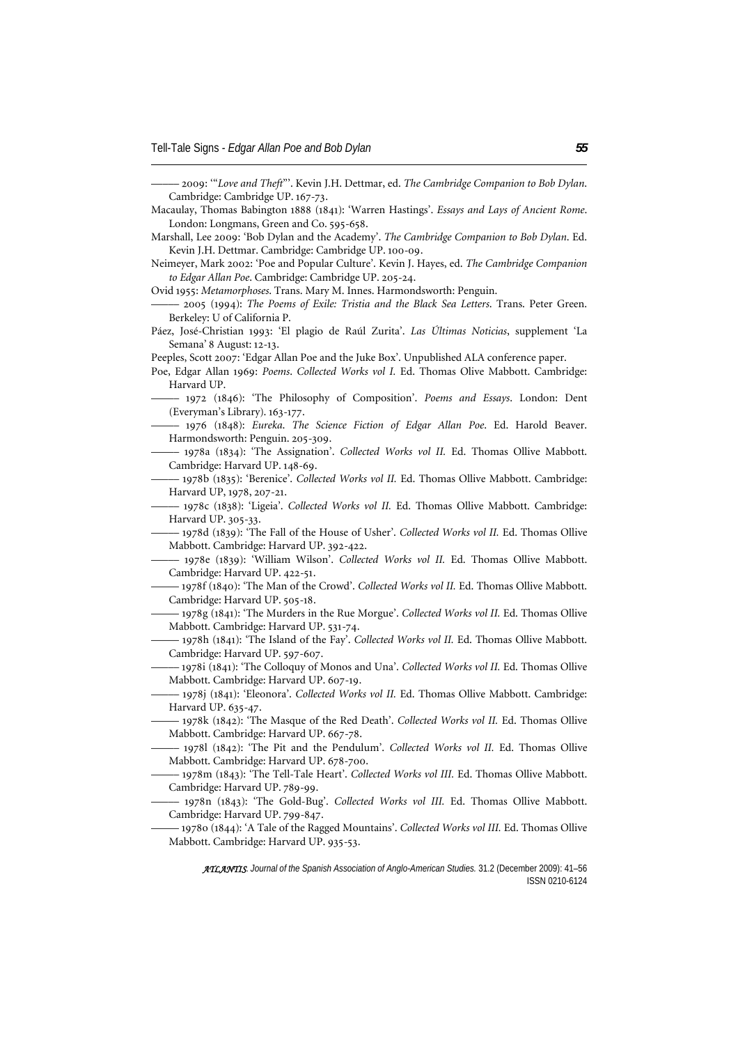——— 2009: '"*Love and Theft*"'. Kevin J.H. Dettmar, ed. *The Cambridge Companion to Bob Dylan*. Cambridge: Cambridge UP. 167-73.

Macaulay, Thomas Babington 1888 (1841): 'Warren Hastings'. *Essays and Lays of Ancient Rome*. London: Longmans, Green and Co. 595-658.

Marshall, Lee 2009: 'Bob Dylan and the Academy'. *The Cambridge Companion to Bob Dylan*. Ed. Kevin J.H. Dettmar. Cambridge: Cambridge UP. 100-09.

Neimeyer, Mark 2002: 'Poe and Popular Culture'. Kevin J. Hayes, ed. *The Cambridge Companion to Edgar Allan Poe*. Cambridge: Cambridge UP. 205-24.

Ovid 1955: *Metamorphoses*. Trans. Mary M. Innes. Harmondsworth: Penguin.

——— 2005 (1994): *The Poems of Exile: Tristia and the Black Sea Letters*. Trans. Peter Green. Berkeley: U of California P.

Páez, José-Christian 1993: 'El plagio de Raúl Zurita'. *Las Últimas Noticias*, supplement 'La Semana' 8 August: 12-13.

Peeples, Scott 2007: 'Edgar Allan Poe and the Juke Box'. Unpublished ALA conference paper.

Poe, Edgar Allan 1969: *Poems*. *Collected Works vol I*. Ed. Thomas Olive Mabbott. Cambridge: Harvard UP.

——— 1972 (1846): 'The Philosophy of Composition'. *Poems and Essays*. London: Dent (Everyman's Library). 163-177.

——— 1976 (1848): *Eureka*. *The Science Fiction of Edgar Allan Poe*. Ed. Harold Beaver. Harmondsworth: Penguin. 205-309.

——— 1978a (1834): 'The Assignation'. *Collected Works vol II*. Ed. Thomas Ollive Mabbott. Cambridge: Harvard UP. 148-69.

——— 1978b (1835): 'Berenice'. *Collected Works vol II*. Ed. Thomas Ollive Mabbott. Cambridge: Harvard UP, 1978, 207-21.

——— 1978c (1838): 'Ligeia'. *Collected Works vol II*. Ed. Thomas Ollive Mabbott. Cambridge: Harvard UP. 305-33.

——— 1978d (1839): 'The Fall of the House of Usher'. *Collected Works vol II*. Ed. Thomas Ollive Mabbott. Cambridge: Harvard UP. 392-422.

——— 1978e (1839): 'William Wilson'. *Collected Works vol II*. Ed. Thomas Ollive Mabbott. Cambridge: Harvard UP. 422-51.

——— 1978f (1840): 'The Man of the Crowd'. *Collected Works vol II*. Ed. Thomas Ollive Mabbott. Cambridge: Harvard UP. 505-18.

——— 1978g (1841): 'The Murders in the Rue Morgue'. *Collected Works vol II*. Ed. Thomas Ollive Mabbott. Cambridge: Harvard UP. 531-74.

——— 1978h (1841): 'The Island of the Fay'. *Collected Works vol II*. Ed. Thomas Ollive Mabbott. Cambridge: Harvard UP. 597-607.

——— 1978i (1841): 'The Colloquy of Monos and Una'. *Collected Works vol II*. Ed. Thomas Ollive Mabbott. Cambridge: Harvard UP. 607-19.

——— 1978j (1841): 'Eleonora'. *Collected Works vol II*. Ed. Thomas Ollive Mabbott. Cambridge: Harvard UP. 635-47.

——— 1978k (1842): 'The Masque of the Red Death'. *Collected Works vol II*. Ed. Thomas Ollive Mabbott. Cambridge: Harvard UP. 667-78.

——— 1978l (1842): 'The Pit and the Pendulum'. *Collected Works vol II*. Ed. Thomas Ollive Mabbott. Cambridge: Harvard UP. 678-700.

——— 1978m (1843): 'The Tell-Tale Heart'. *Collected Works vol III*. Ed. Thomas Ollive Mabbott. Cambridge: Harvard UP. 789-99.

——— 1978n (1843): 'The Gold-Bug'. *Collected Works vol III*. Ed. Thomas Ollive Mabbott. Cambridge: Harvard UP. 799-847.

——— 1978o (1844): 'A Tale of the Ragged Mountains'. *Collected Works vol III*. Ed. Thomas Ollive Mabbott. Cambridge: Harvard UP. 935-53.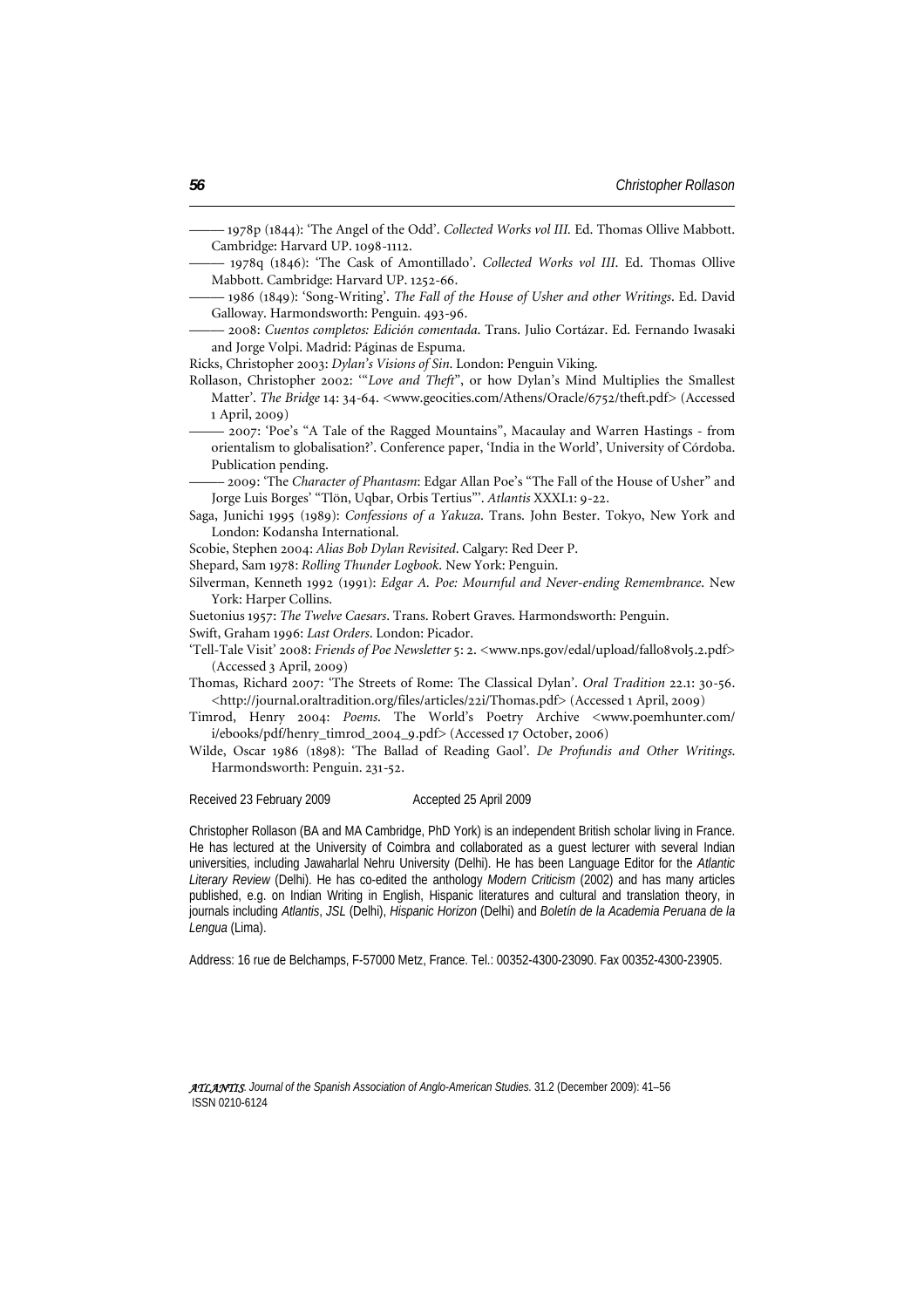——— 1978p (1844): 'The Angel of the Odd'. *Collected Works vol III*. Ed. Thomas Ollive Mabbott. Cambridge: Harvard UP. 1098-1112.

——— 1978q (1846): 'The Cask of Amontillado'. *Collected Works vol III*. Ed. Thomas Ollive Mabbott. Cambridge: Harvard UP. 1252-66.

——— 1986 (1849): 'Song-Writing'. *The Fall of the House of Usher and other Writings*. Ed. David Galloway. Harmondsworth: Penguin. 493-96.

——— 2008: *Cuentos completos: Edición comentada*. Trans. Julio Cortázar. Ed. Fernando Iwasaki and Jorge Volpi. Madrid: Páginas de Espuma.

Ricks, Christopher 2003: *Dylan's Visions of Sin*. London: Penguin Viking.

Rollason, Christopher 2002: '"*Love and Theft*", or how Dylan's Mind Multiplies the Smallest Matter'. *The Bridge* 14: 34-64. <www.geocities.com/Athens/Oracle/6752/theft.pdf> (Accessed 1 April, 2009)

——— 2007: 'Poe's "A Tale of the Ragged Mountains", Macaulay and Warren Hastings - from orientalism to globalisation?'. Conference paper, 'India in the World', University of Córdoba. Publication pending.

——— 2009: 'The *Character of Phantasm*: Edgar Allan Poe's "The Fall of the House of Usher" and Jorge Luis Borges' "Tlön, Uqbar, Orbis Tertius"'. *Atlantis* XXXI.1: 9-22.

Saga, Junichi 1995 (1989): *Confessions of a Yakuza*. Trans. John Bester. Tokyo, New York and London: Kodansha International.

Scobie, Stephen 2004: *Alias Bob Dylan Revisited*. Calgary: Red Deer P.

Shepard, Sam 1978: *Rolling Thunder Logbook*. New York: Penguin.

Silverman, Kenneth 1992 (1991): *Edgar A. Poe: Mournful and Never-ending Remembrance*. New York: Harper Collins.

Suetonius 1957: *The Twelve Caesars*. Trans. Robert Graves. Harmondsworth: Penguin.

Swift, Graham 1996: *Last Orders*. London: Picador.

'Tell-Tale Visit' 2008: *Friends of Poe Newsletter* 5: 2. <www.nps.gov/edal/upload/fall08vol5.2.pdf> (Accessed 3 April, 2009)

Thomas, Richard 2007: 'The Streets of Rome: The Classical Dylan'. *Oral Tradition* 22.1: 30-56. <http://journal.oraltradition.org/files/articles/22i/Thomas.pdf> (Accessed 1 April, 2009)

Timrod, Henry 2004: *Poems*. The World's Poetry Archive <www.poemhunter.com/i/ebooks/pdf/henry_timrod_2004_9.pdf> (Accessed 17 October, 2006)

Wilde, Oscar 1986 (1898): 'The Ballad of Reading Gaol'. *De Profundis and Other Writings*. Harmondsworth: Penguin. 231-52.

Received 23 February 2009 Accepted 25 April 2009

Christopher Rollason (BA and MA Cambridge, PhD York) is an independent British scholar living in France. He has lectured at the University of Coimbra and collaborated as a guest lecturer with several Indian universities, including Jawaharlal Nehru University (Delhi). He has been Language Editor for the *Atlantic Literary Review* (Delhi). He has co-edited the anthology *Modern Criticism* (2002) and has many articles published, e.g. on Indian Writing in English, Hispanic literatures and cultural and translation theory, in journals including *Atlantis*, *JSL* (Delhi), *Hispanic Horizon* (Delhi) and *Boletín de la Academia Peruana de la Lengua* (Lima).

Address: 16 rue de Belchamps, F-57000 Metz, France. Tel.: 00352-4300-23090. Fax 00352-4300-23905.